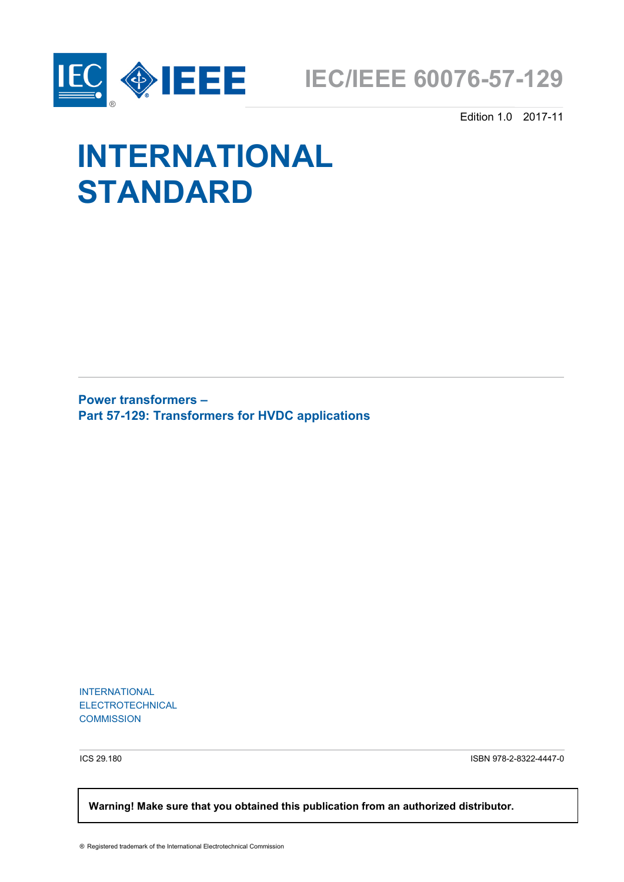IEC/IEEE 60076-57-129

Edition 1.0 2017-11

# INTERNATIONAL STANDARD

**Power transformers –**
**Part 57-129: Transformers for HVDC applications**

INTERNATIONAL
ELECTROTECHNICAL
COMMISSION

ICS 29.180

ISBN 978-2-8322-4447-0

**Warning! Make sure that you obtained this publication from an authorized distributor.**

® Registered trademark of the International Electrotechnical Commission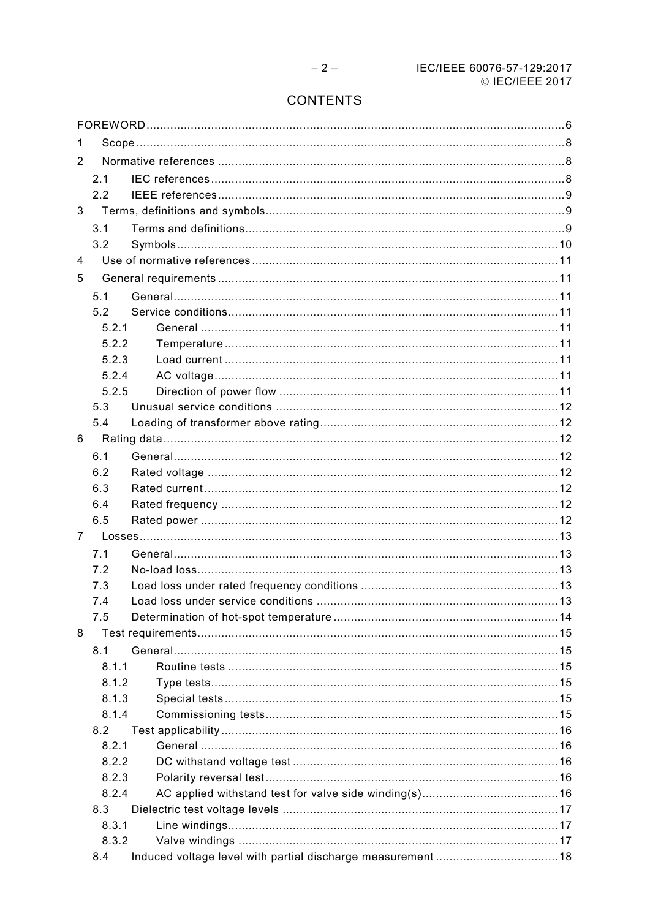# CONTENTS

FOREWORD ... 6

1 Scope ... 8

2 Normative references ... 8

- 2.1 IEC references ... 8
- 2.2 IEEE references ... 9

3 Terms, definitions and symbols ... 9

- 3.1 Terms and definitions ... 9
- 3.2 Symbols ... 10

4 Use of normative references ... 11

5 General requirements ... 11

- 5.1 General ... 11
- 5.2 Service conditions ... 11
  - 5.2.1 General ... 11
  - 5.2.2 Temperature ... 11
  - 5.2.3 Load current ... 11
  - 5.2.4 AC voltage ... 11
  - 5.2.5 Direction of power flow ... 11
- 5.3 Unusual service conditions ... 12
- 5.4 Loading of transformer above rating ... 12

6 Rating data ... 12

- 6.1 General ... 12
- 6.2 Rated voltage ... 12
- 6.3 Rated current ... 12
- 6.4 Rated frequency ... 12
- 6.5 Rated power ... 12

7 Losses ... 13

- 7.1 General ... 13
- 7.2 No-load loss ... 13
- 7.3 Load loss under rated frequency conditions ... 13
- 7.4 Load loss under service conditions ... 13
- 7.5 Determination of hot-spot temperature ... 14

8 Test requirements ... 15

- 8.1 General ... 15
  - 8.1.1 Routine tests ... 15
  - 8.1.2 Type tests ... 15
  - 8.1.3 Special tests ... 15
  - 8.1.4 Commissioning tests ... 15
- 8.2 Test applicability ... 16
  - 8.2.1 General ... 16
  - 8.2.2 DC withstand voltage test ... 16
  - 8.2.3 Polarity reversal test ... 16
  - 8.2.4 AC applied withstand test for valve side winding(s) ... 16
- 8.3 Dielectric test voltage levels ... 17
  - 8.3.1 Line windings ... 17
  - 8.3.2 Valve windings ... 17
- 8.4 Induced voltage level with partial discharge measurement ... 18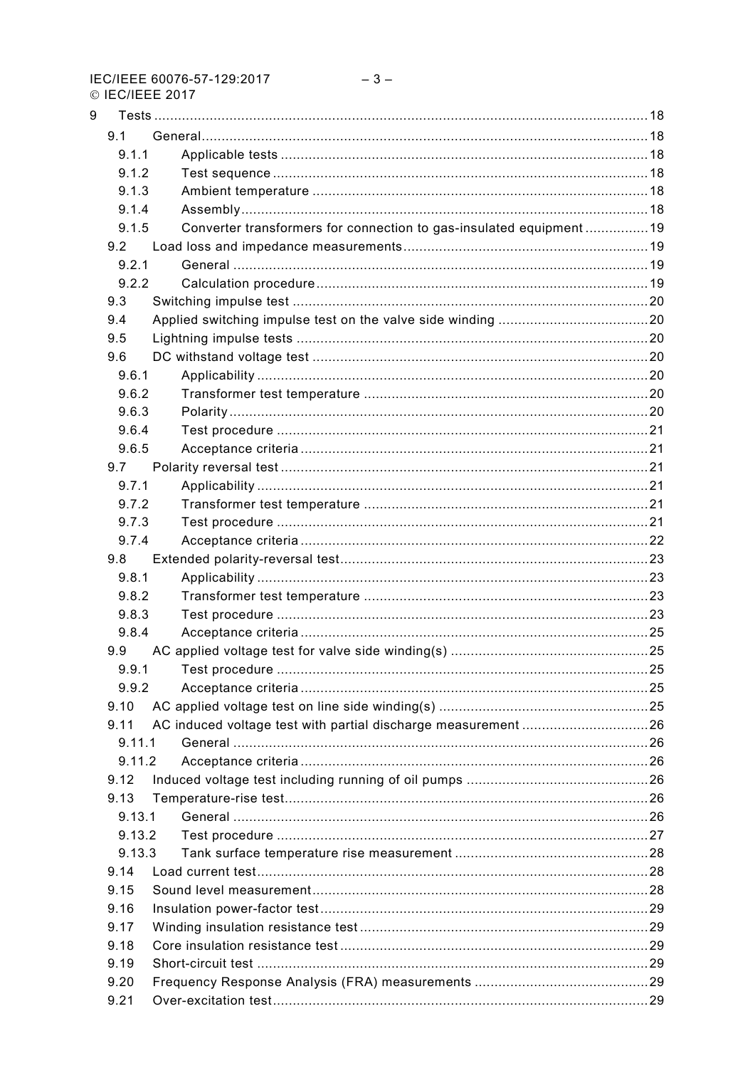9 Tests ............................................................................................................................18

- 9.1 General..................................................................................................................18
  - 9.1.1 Applicable tests ..............................................................................................18
  - 9.1.2 Test sequence ................................................................................................18
  - 9.1.3 Ambient temperature ......................................................................................18
  - 9.1.4 Assembly.........................................................................................................18
  - 9.1.5 Converter transformers for connection to gas-insulated equipment ................19
- 9.2 Load loss and impedance measurements..............................................................19
  - 9.2.1 General ...........................................................................................................19
  - 9.2.2 Calculation procedure......................................................................................19
- 9.3 Switching impulse test ...........................................................................................20
- 9.4 Applied switching impulse test on the valve side winding ......................................20
- 9.5 Lightning impulse tests ..........................................................................................20
- 9.6 DC withstand voltage test ......................................................................................20
  - 9.6.1 Applicability .....................................................................................................20
  - 9.6.2 Transformer test temperature .........................................................................20
  - 9.6.3 Polarity............................................................................................................20
  - 9.6.4 Test procedure ...............................................................................................21
  - 9.6.5 Acceptance criteria .........................................................................................21
- 9.7 Polarity reversal test ..............................................................................................21
  - 9.7.1 Applicability .....................................................................................................21
  - 9.7.2 Transformer test temperature .........................................................................21
  - 9.7.3 Test procedure ...............................................................................................21
  - 9.7.4 Acceptance criteria .........................................................................................22
- 9.8 Extended polarity-reversal test...............................................................................23
  - 9.8.1 Applicability .....................................................................................................23
  - 9.8.2 Transformer test temperature .........................................................................23
  - 9.8.3 Test procedure ...............................................................................................23
  - 9.8.4 Acceptance criteria .........................................................................................25
- 9.9 AC applied voltage test for valve side winding(s) ...................................................25
  - 9.9.1 Test procedure ...............................................................................................25
  - 9.9.2 Acceptance criteria .........................................................................................25
- 9.10 AC applied voltage test on line side winding(s) ......................................................25
- 9.11 AC induced voltage test with partial discharge measurement .................................26
  - 9.11.1 General ...........................................................................................................26
  - 9.11.2 Acceptance criteria .........................................................................................26
- 9.12 Induced voltage test including running of oil pumps ...............................................26
- 9.13 Temperature-rise test.............................................................................................26
  - 9.13.1 General ...........................................................................................................26
  - 9.13.2 Test procedure ...............................................................................................27
  - 9.13.3 Tank surface temperature rise measurement ..................................................28
- 9.14 Load current test....................................................................................................28
- 9.15 Sound level measurement......................................................................................28
- 9.16 Insulation power-factor test....................................................................................29
- 9.17 Winding insulation resistance test ..........................................................................29
- 9.18 Core insulation resistance test ...............................................................................29
- 9.19 Short-circuit test ....................................................................................................29
- 9.20 Frequency Response Analysis (FRA) measurements .............................................29
- 9.21 Over-excitation test................................................................................................29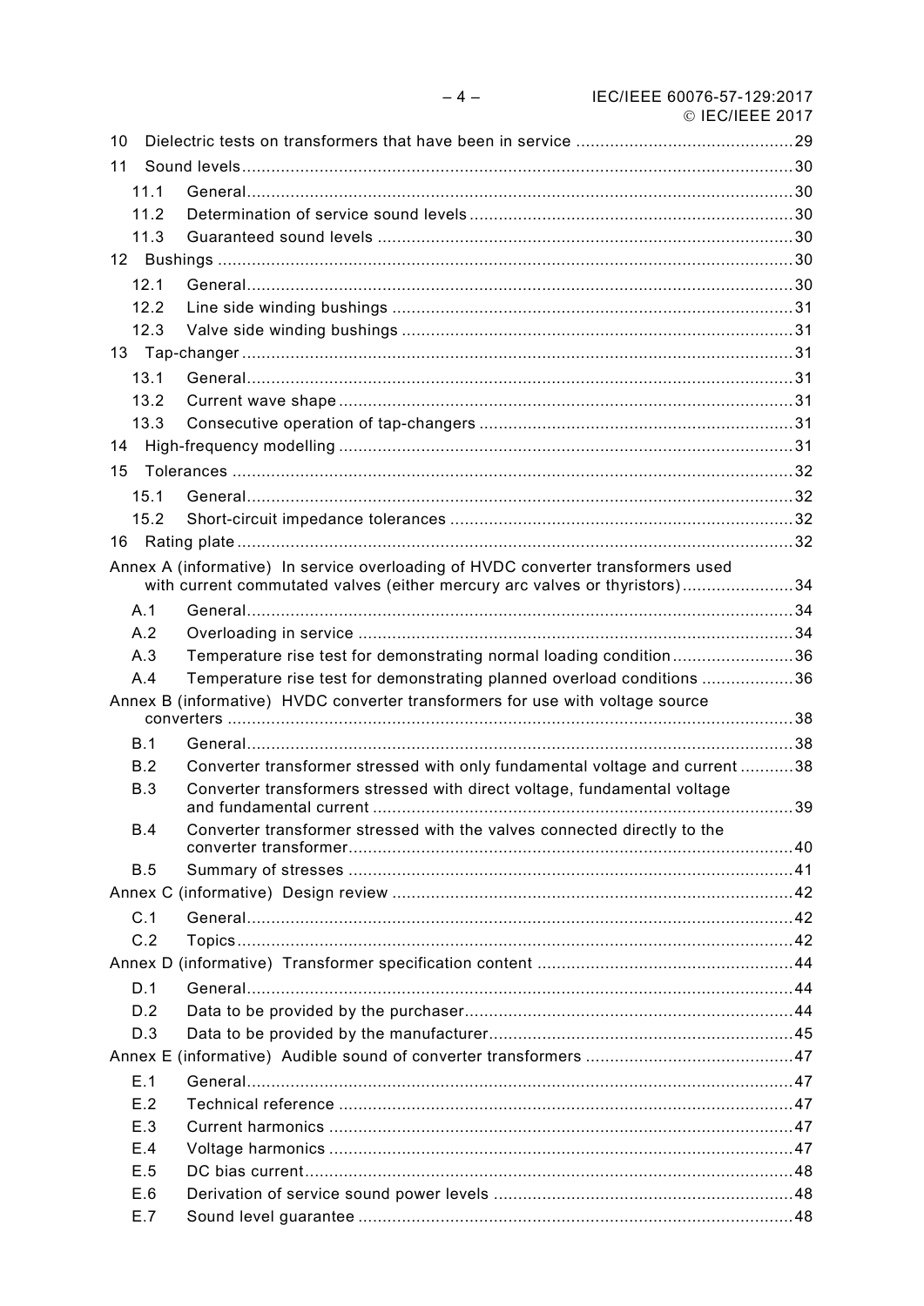10 Dielectric tests on transformers that have been in service ............................................. 29

11 Sound levels ................................................................................................................. 30

11.1 General ................................................................................................................. 30

11.2 Determination of service sound levels .................................................................. 30

11.3 Guaranteed sound levels ...................................................................................... 30

12 Bushings ...................................................................................................................... 30

12.1 General ................................................................................................................. 30

12.2 Line side winding bushings .................................................................................. 31

12.3 Valve side winding bushings ................................................................................ 31

13 Tap-changer ................................................................................................................. 31

13.1 General ................................................................................................................. 31

13.2 Current wave shape ............................................................................................. 31

13.3 Consecutive operation of tap-changers ................................................................ 31

14 High-frequency modelling ............................................................................................. 31

15 Tolerances ................................................................................................................... 32

15.1 General ................................................................................................................. 32

15.2 Short-circuit impedance tolerances ...................................................................... 32

16 Rating plate .................................................................................................................. 32

Annex A (informative) In service overloading of HVDC converter transformers used with current commutated valves (either mercury arc valves or thyristors) ....................... 34

A.1 General ................................................................................................................. 34

A.2 Overloading in service ......................................................................................... 34

A.3 Temperature rise test for demonstrating normal loading condition ......................... 36

A.4 Temperature rise test for demonstrating planned overload conditions ................... 36

Annex B (informative) HVDC converter transformers for use with voltage source converters .................................................................................................................... 38

B.1 General ................................................................................................................. 38

B.2 Converter transformer stressed with only fundamental voltage and current ........... 38

B.3 Converter transformers stressed with direct voltage, fundamental voltage and fundamental current ...................................................................................... 39

B.4 Converter transformer stressed with the valves connected directly to the converter transformer ........................................................................................... 40

B.5 Summary of stresses ........................................................................................... 41

Annex C (informative) Design review .................................................................................. 42

C.1 General ................................................................................................................. 42

C.2 Topics .................................................................................................................. 42

Annex D (informative) Transformer specification content .................................................... 44

D.1 General ................................................................................................................. 44

D.2 Data to be provided by the purchaser ................................................................... 44

D.3 Data to be provided by the manufacturer .............................................................. 45

Annex E (informative) Audible sound of converter transformers ........................................... 47

E.1 General ................................................................................................................. 47

E.2 Technical reference ............................................................................................. 47

E.3 Current harmonics ............................................................................................... 47

E.4 Voltage harmonics ............................................................................................... 47

E.5 DC bias current .................................................................................................... 48

E.6 Derivation of service sound power levels ............................................................. 48

E.7 Sound level guarantee ......................................................................................... 48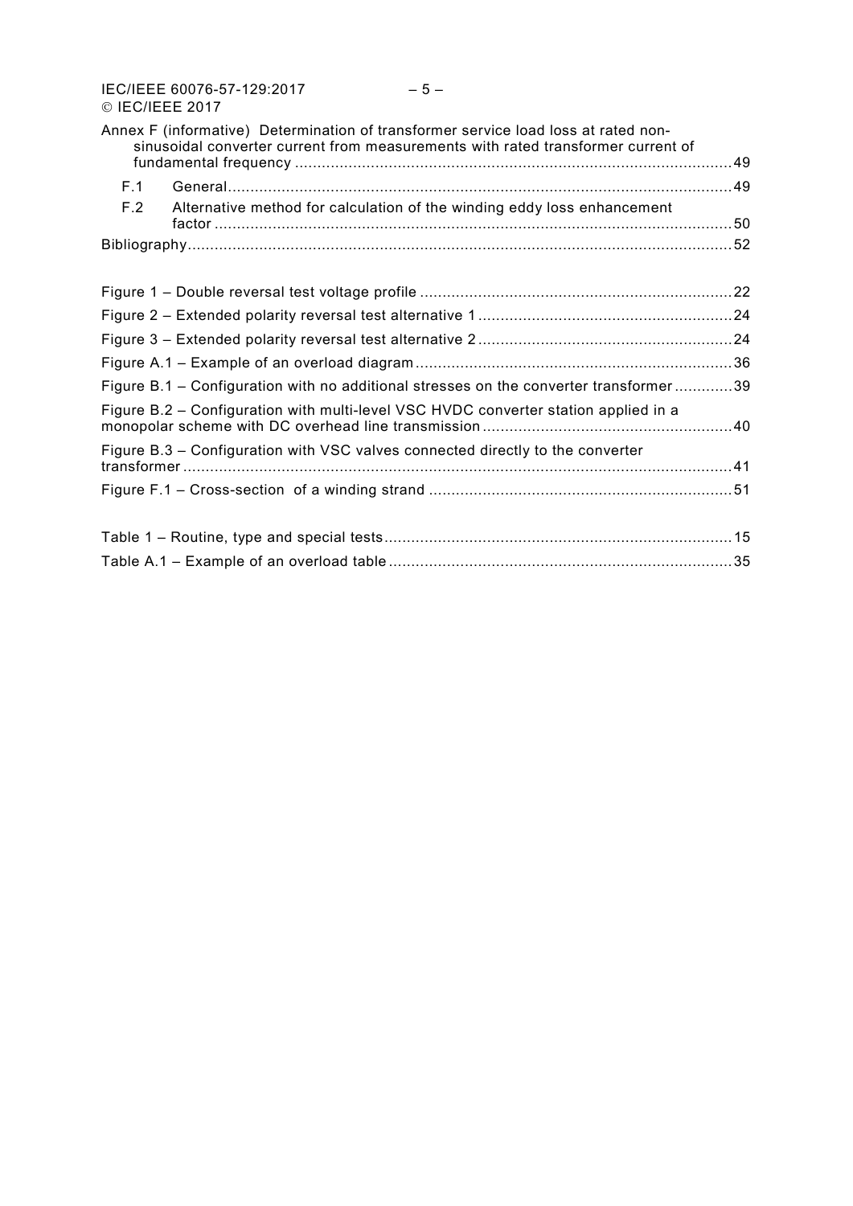Annex F (informative) Determination of transformer service load loss at rated non-sinusoidal converter current from measurements with rated transformer current of fundamental frequency ....... 49

F.1 General ....... 49

F.2 Alternative method for calculation of the winding eddy loss enhancement factor ....... 50

Bibliography ....... 52

Figure 1 – Double reversal test voltage profile ....... 22

Figure 2 – Extended polarity reversal test alternative 1 ....... 24

Figure 3 – Extended polarity reversal test alternative 2 ....... 24

Figure A.1 – Example of an overload diagram ....... 36

Figure B.1 – Configuration with no additional stresses on the converter transformer ....... 39

Figure B.2 – Configuration with multi-level VSC HVDC converter station applied in a monopolar scheme with DC overhead line transmission ....... 40

Figure B.3 – Configuration with VSC valves connected directly to the converter transformer ....... 41

Figure F.1 – Cross-section of a winding strand ....... 51

Table 1 – Routine, type and special tests ....... 15

Table A.1 – Example of an overload table ....... 35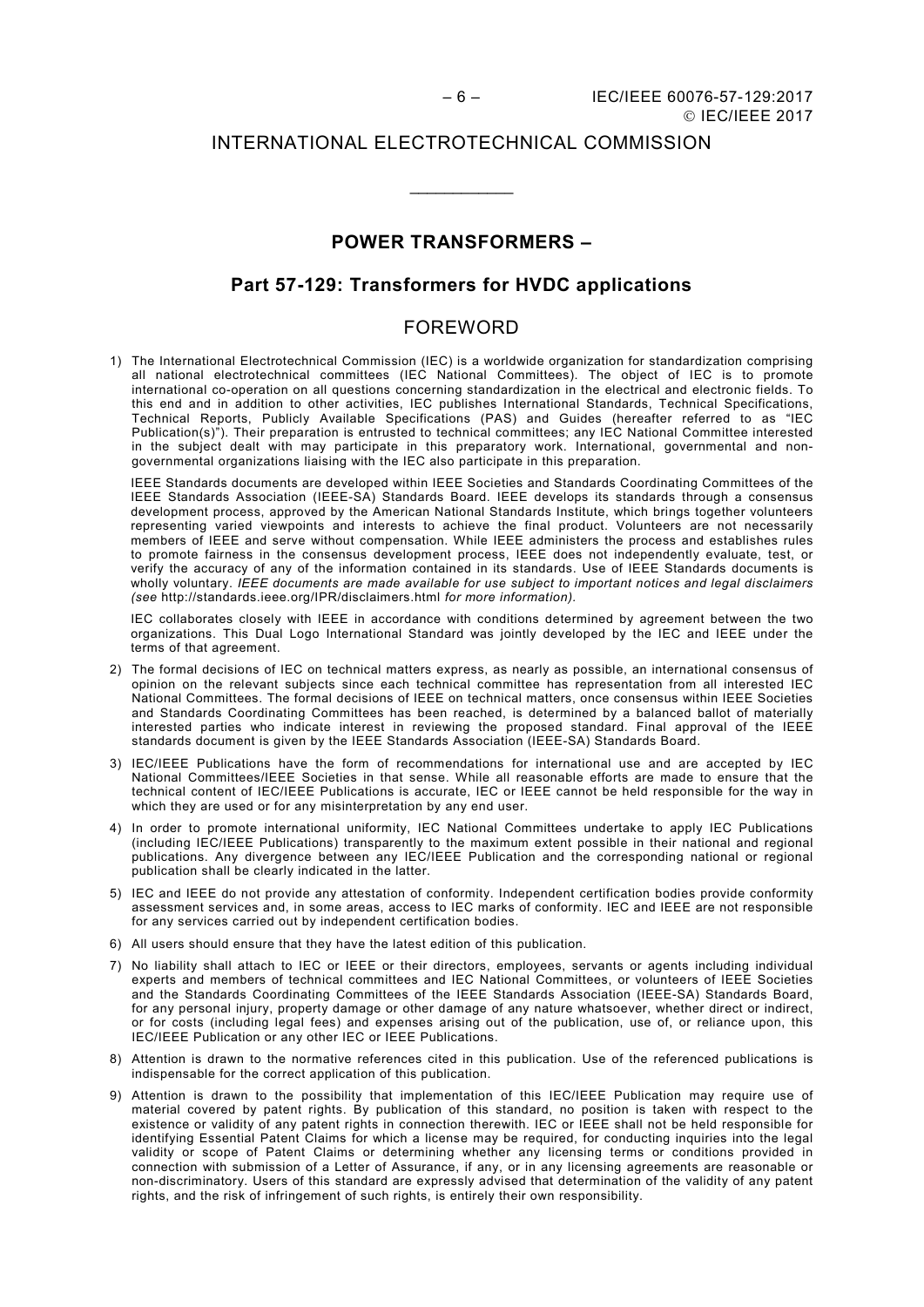INTERNATIONAL ELECTROTECHNICAL COMMISSION

\_\_\_\_\_\_\_\_\_\_\_\_

## POWER TRANSFORMERS –

## Part 57-129: Transformers for HVDC applications

## FOREWORD

1) The International Electrotechnical Commission (IEC) is a worldwide organization for standardization comprising all national electrotechnical committees (IEC National Committees). The object of IEC is to promote international co-operation on all questions concerning standardization in the electrical and electronic fields. To this end and in addition to other activities, IEC publishes International Standards, Technical Specifications, Technical Reports, Publicly Available Specifications (PAS) and Guides (hereafter referred to as "IEC Publication(s)"). Their preparation is entrusted to technical committees; any IEC National Committee interested in the subject dealt with may participate in this preparatory work. International, governmental and non-governmental organizations liaising with the IEC also participate in this preparation.

   IEEE Standards documents are developed within IEEE Societies and Standards Coordinating Committees of the IEEE Standards Association (IEEE-SA) Standards Board. IEEE develops its standards through a consensus development process, approved by the American National Standards Institute, which brings together volunteers representing varied viewpoints and interests to achieve the final product. Volunteers are not necessarily members of IEEE and serve without compensation. While IEEE administers the process and establishes rules to promote fairness in the consensus development process, IEEE does not independently evaluate, test, or verify the accuracy of any of the information contained in its standards. Use of IEEE Standards documents is wholly voluntary. *IEEE documents are made available for use subject to important notices and legal disclaimers (see* http://standards.ieee.org/IPR/disclaimers.html *for more information).*

   IEC collaborates closely with IEEE in accordance with conditions determined by agreement between the two organizations. This Dual Logo International Standard was jointly developed by the IEC and IEEE under the terms of that agreement.

2) The formal decisions of IEC on technical matters express, as nearly as possible, an international consensus of opinion on the relevant subjects since each technical committee has representation from all interested IEC National Committees. The formal decisions of IEEE on technical matters, once consensus within IEEE Societies and Standards Coordinating Committees has been reached, is determined by a balanced ballot of materially interested parties who indicate interest in reviewing the proposed standard. Final approval of the IEEE standards document is given by the IEEE Standards Association (IEEE-SA) Standards Board.

3) IEC/IEEE Publications have the form of recommendations for international use and are accepted by IEC National Committees/IEEE Societies in that sense. While all reasonable efforts are made to ensure that the technical content of IEC/IEEE Publications is accurate, IEC or IEEE cannot be held responsible for the way in which they are used or for any misinterpretation by any end user.

4) In order to promote international uniformity, IEC National Committees undertake to apply IEC Publications (including IEC/IEEE Publications) transparently to the maximum extent possible in their national and regional publications. Any divergence between any IEC/IEEE Publication and the corresponding national or regional publication shall be clearly indicated in the latter.

5) IEC and IEEE do not provide any attestation of conformity. Independent certification bodies provide conformity assessment services and, in some areas, access to IEC marks of conformity. IEC and IEEE are not responsible for any services carried out by independent certification bodies.

6) All users should ensure that they have the latest edition of this publication.

7) No liability shall attach to IEC or IEEE or their directors, employees, servants or agents including individual experts and members of technical committees and IEC National Committees, or volunteers of IEEE Societies and the Standards Coordinating Committees of the IEEE Standards Association (IEEE-SA) Standards Board, for any personal injury, property damage or other damage of any nature whatsoever, whether direct or indirect, or for costs (including legal fees) and expenses arising out of the publication, use of, or reliance upon, this IEC/IEEE Publication or any other IEC or IEEE Publications.

8) Attention is drawn to the normative references cited in this publication. Use of the referenced publications is indispensable for the correct application of this publication.

9) Attention is drawn to the possibility that implementation of this IEC/IEEE Publication may require use of material covered by patent rights. By publication of this standard, no position is taken with respect to the existence or validity of any patent rights in connection therewith. IEC or IEEE shall not be held responsible for identifying Essential Patent Claims for which a license may be required, for conducting inquiries into the legal validity or scope of Patent Claims or determining whether any licensing terms or conditions provided in connection with submission of a Letter of Assurance, if any, or in any licensing agreements are reasonable or non-discriminatory. Users of this standard are expressly advised that determination of the validity of any patent rights, and the risk of infringement of such rights, is entirely their own responsibility.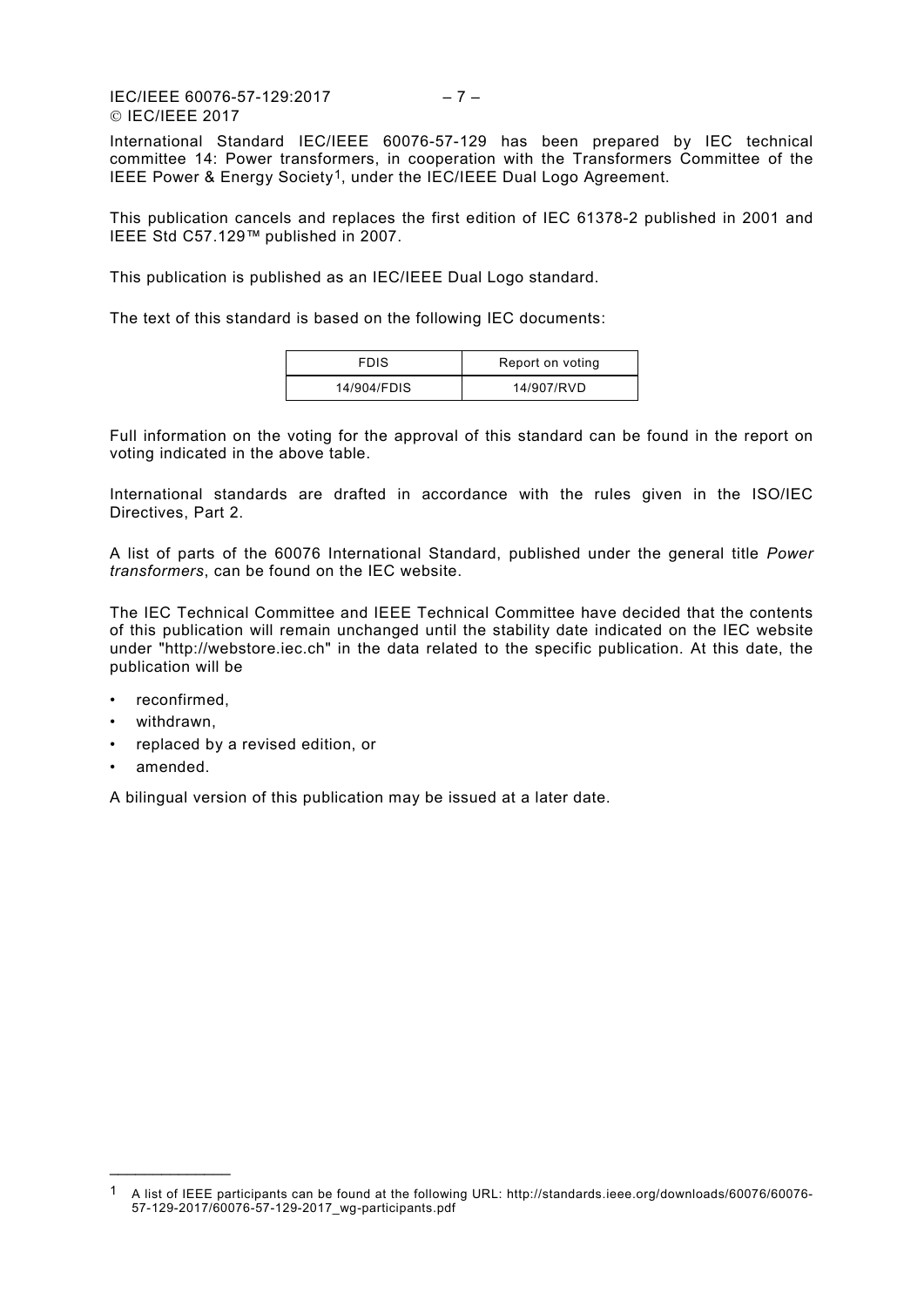International Standard IEC/IEEE 60076-57-129 has been prepared by IEC technical committee 14: Power transformers, in cooperation with the Transformers Committee of the IEEE Power & Energy Society[1], under the IEC/IEEE Dual Logo Agreement.

This publication cancels and replaces the first edition of IEC 61378-2 published in 2001 and IEEE Std C57.129™ published in 2007.

This publication is published as an IEC/IEEE Dual Logo standard.

The text of this standard is based on the following IEC documents:

| FDIS | Report on voting |
|---|---|
| 14/904/FDIS | 14/907/RVD |

Full information on the voting for the approval of this standard can be found in the report on voting indicated in the above table.

International standards are drafted in accordance with the rules given in the ISO/IEC Directives, Part 2.

A list of parts of the 60076 International Standard, published under the general title *Power transformers*, can be found on the IEC website.

The IEC Technical Committee and IEEE Technical Committee have decided that the contents of this publication will remain unchanged until the stability date indicated on the IEC website under "http://webstore.iec.ch" in the data related to the specific publication. At this date, the publication will be

- reconfirmed,
- withdrawn,
- replaced by a revised edition, or
- amended.

A bilingual version of this publication may be issued at a later date.

---

[1] A list of IEEE participants can be found at the following URL: http://standards.ieee.org/downloads/60076/60076-57-129-2017/60076-57-129-2017_wg-participants.pdf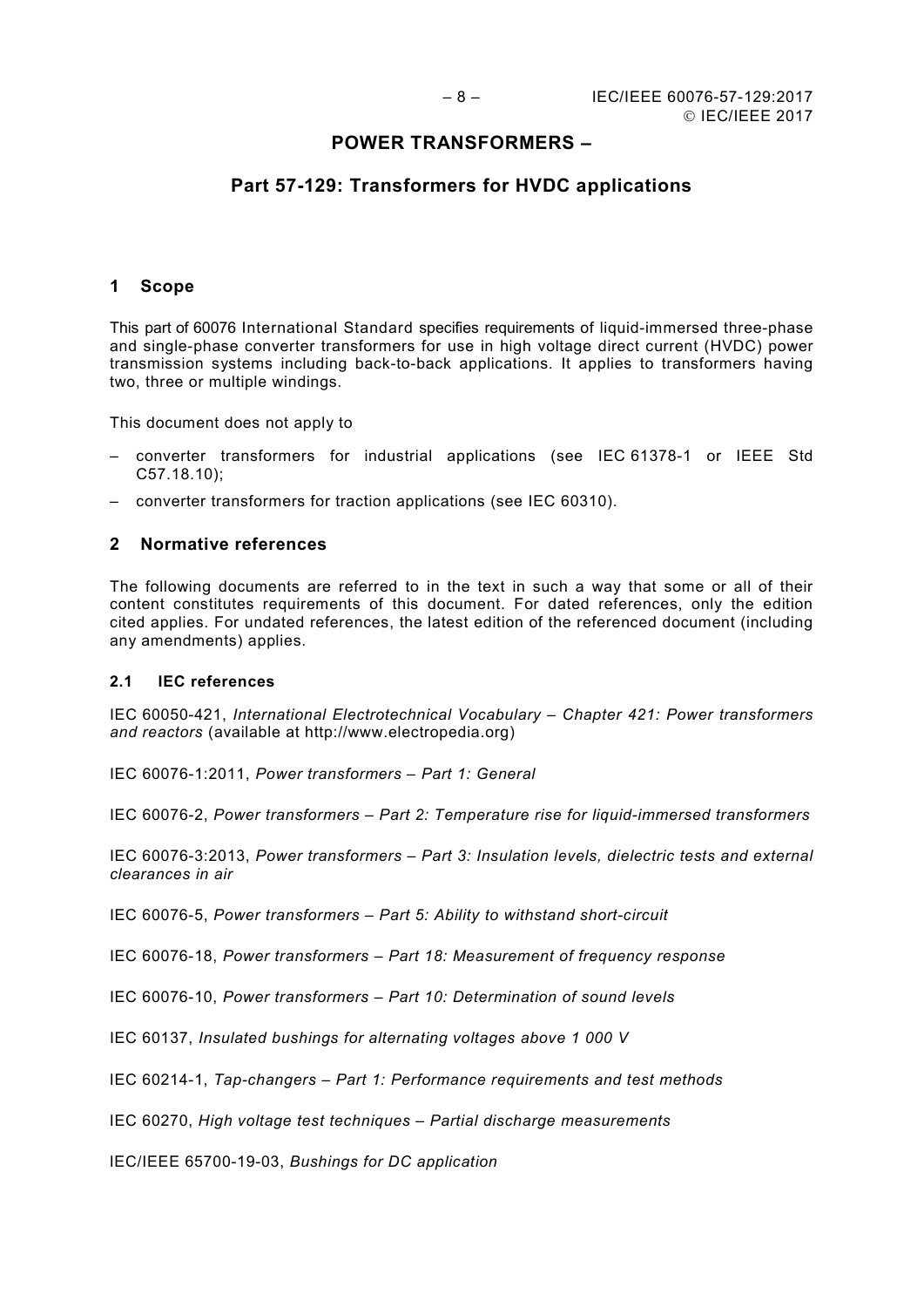# POWER TRANSFORMERS –

## Part 57-129: Transformers for HVDC applications

## 1 Scope

This part of 60076 International Standard specifies requirements of liquid-immersed three-phase and single-phase converter transformers for use in high voltage direct current (HVDC) power transmission systems including back-to-back applications. It applies to transformers having two, three or multiple windings.

This document does not apply to

– converter transformers for industrial applications (see IEC 61378-1 or IEEE Std C57.18.10);

– converter transformers for traction applications (see IEC 60310).

## 2 Normative references

The following documents are referred to in the text in such a way that some or all of their content constitutes requirements of this document. For dated references, only the edition cited applies. For undated references, the latest edition of the referenced document (including any amendments) applies.

### 2.1 IEC references

IEC 60050-421, *International Electrotechnical Vocabulary – Chapter 421: Power transformers and reactors* (available at http://www.electropedia.org)

IEC 60076-1:2011, *Power transformers – Part 1: General*

IEC 60076-2, *Power transformers – Part 2: Temperature rise for liquid-immersed transformers*

IEC 60076-3:2013, *Power transformers – Part 3: Insulation levels, dielectric tests and external clearances in air*

IEC 60076-5, *Power transformers – Part 5: Ability to withstand short-circuit*

IEC 60076-18, *Power transformers – Part 18: Measurement of frequency response*

IEC 60076-10, *Power transformers – Part 10: Determination of sound levels*

IEC 60137, *Insulated bushings for alternating voltages above 1 000 V*

IEC 60214-1, *Tap-changers – Part 1: Performance requirements and test methods*

IEC 60270, *High voltage test techniques – Partial discharge measurements*

IEC/IEEE 65700-19-03, *Bushings for DC application*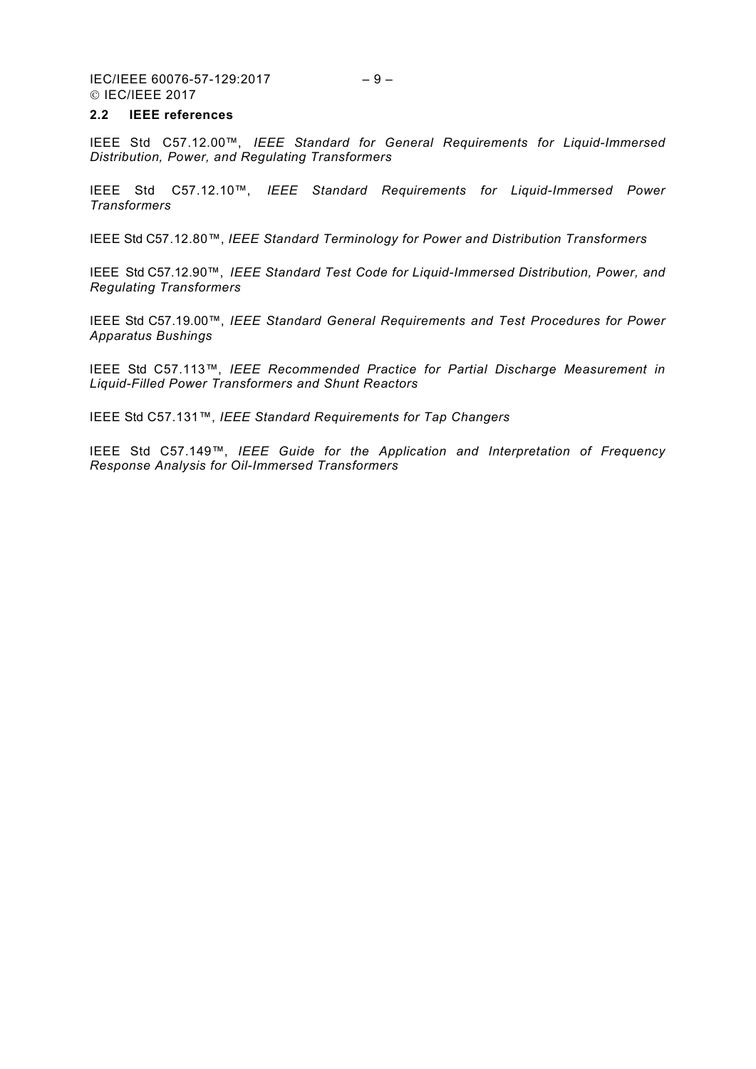## 2.2 IEEE references

IEEE Std C57.12.00™, *IEEE Standard for General Requirements for Liquid-Immersed Distribution, Power, and Regulating Transformers*

IEEE Std C57.12.10™, *IEEE Standard Requirements for Liquid-Immersed Power Transformers*

IEEE Std C57.12.80™, *IEEE Standard Terminology for Power and Distribution Transformers*

IEEE Std C57.12.90™, *IEEE Standard Test Code for Liquid-Immersed Distribution, Power, and Regulating Transformers*

IEEE Std C57.19.00™, *IEEE Standard General Requirements and Test Procedures for Power Apparatus Bushings*

IEEE Std C57.113™, *IEEE Recommended Practice for Partial Discharge Measurement in Liquid-Filled Power Transformers and Shunt Reactors*

IEEE Std C57.131™, *IEEE Standard Requirements for Tap Changers*

IEEE Std C57.149™, *IEEE Guide for the Application and Interpretation of Frequency Response Analysis for Oil-Immersed Transformers*